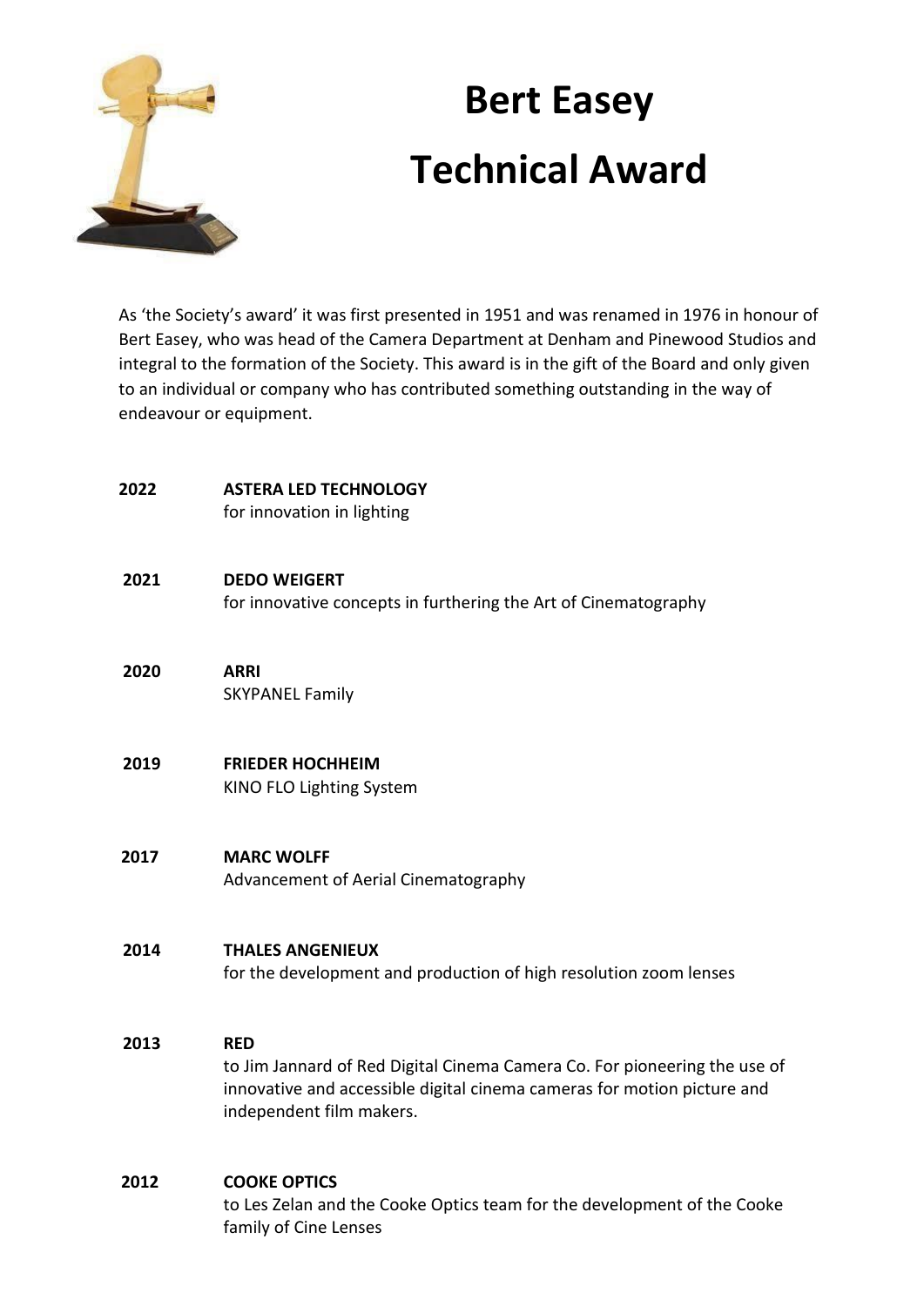# Bert Easey Technical Award

As 'the Society's award' it was first presented in 1951 and was renamed in 1976 in honour of Bert Easey, who was head of the Camera Department at Denham and Pinewood Studios and integral to the formation of the Society. This award is in the gift of the Board and only given to an individual or company who has contributed something outstanding in the way of endeavour or equipment.

**2022** **ASTERA LED TECHNOLOGY**
for innovation in lighting

**2021** **DEDO WEIGERT**
for innovative concepts in furthering the Art of Cinematography

**2020** **ARRI**
SKYPANEL Family

**2019** **FRIEDER HOCHHEIM**
KINO FLO Lighting System

**2017** **MARC WOLFF**
Advancement of Aerial Cinematography

**2014** **THALES ANGENIEUX**
for the development and production of high resolution zoom lenses

**2013** **RED**
to Jim Jannard of Red Digital Cinema Camera Co. For pioneering the use of innovative and accessible digital cinema cameras for motion picture and independent film makers.

**2012** **COOKE OPTICS**
to Les Zelan and the Cooke Optics team for the development of the Cooke family of Cine Lenses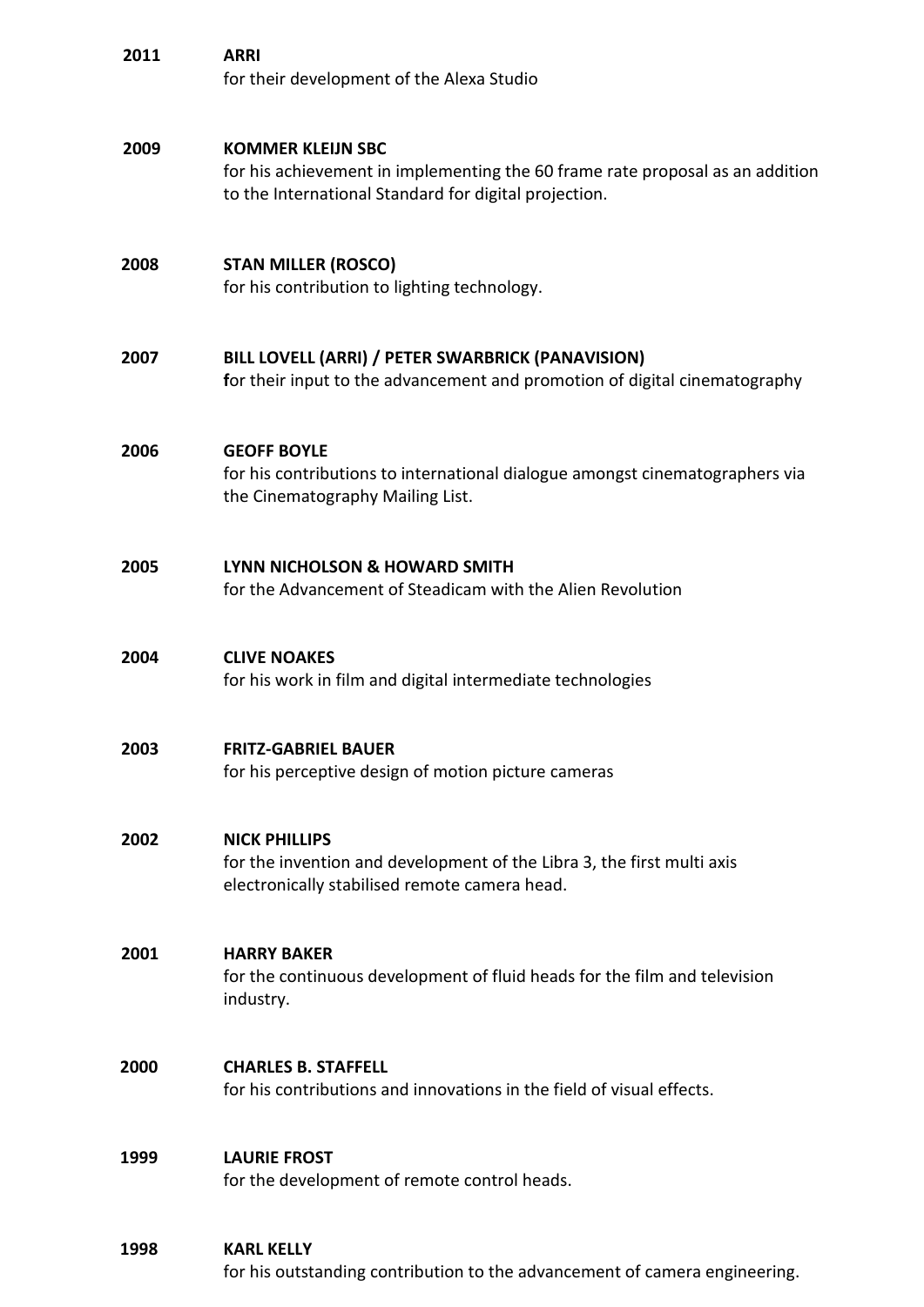**2011** **ARRI**
for their development of the Alexa Studio

**2009** **KOMMER KLEIJN SBC**
for his achievement in implementing the 60 frame rate proposal as an addition to the International Standard for digital projection.

**2008** **STAN MILLER (ROSCO)**
for his contribution to lighting technology.

**2007** **BILL LOVELL (ARRI) / PETER SWARBRICK (PANAVISION)**
**f**or their input to the advancement and promotion of digital cinematography

**2006** **GEOFF BOYLE**
for his contributions to international dialogue amongst cinematographers via the Cinematography Mailing List.

**2005** **LYNN NICHOLSON & HOWARD SMITH**
for the Advancement of Steadicam with the Alien Revolution

**2004** **CLIVE NOAKES**
for his work in film and digital intermediate technologies

**2003** **FRITZ-GABRIEL BAUER**
for his perceptive design of motion picture cameras

**2002** **NICK PHILLIPS**
for the invention and development of the Libra 3, the first multi axis electronically stabilised remote camera head.

**2001** **HARRY BAKER**
for the continuous development of fluid heads for the film and television industry.

**2000** **CHARLES B. STAFFELL**
for his contributions and innovations in the field of visual effects.

**1999** **LAURIE FROST**
for the development of remote control heads.

**1998** **KARL KELLY**
for his outstanding contribution to the advancement of camera engineering.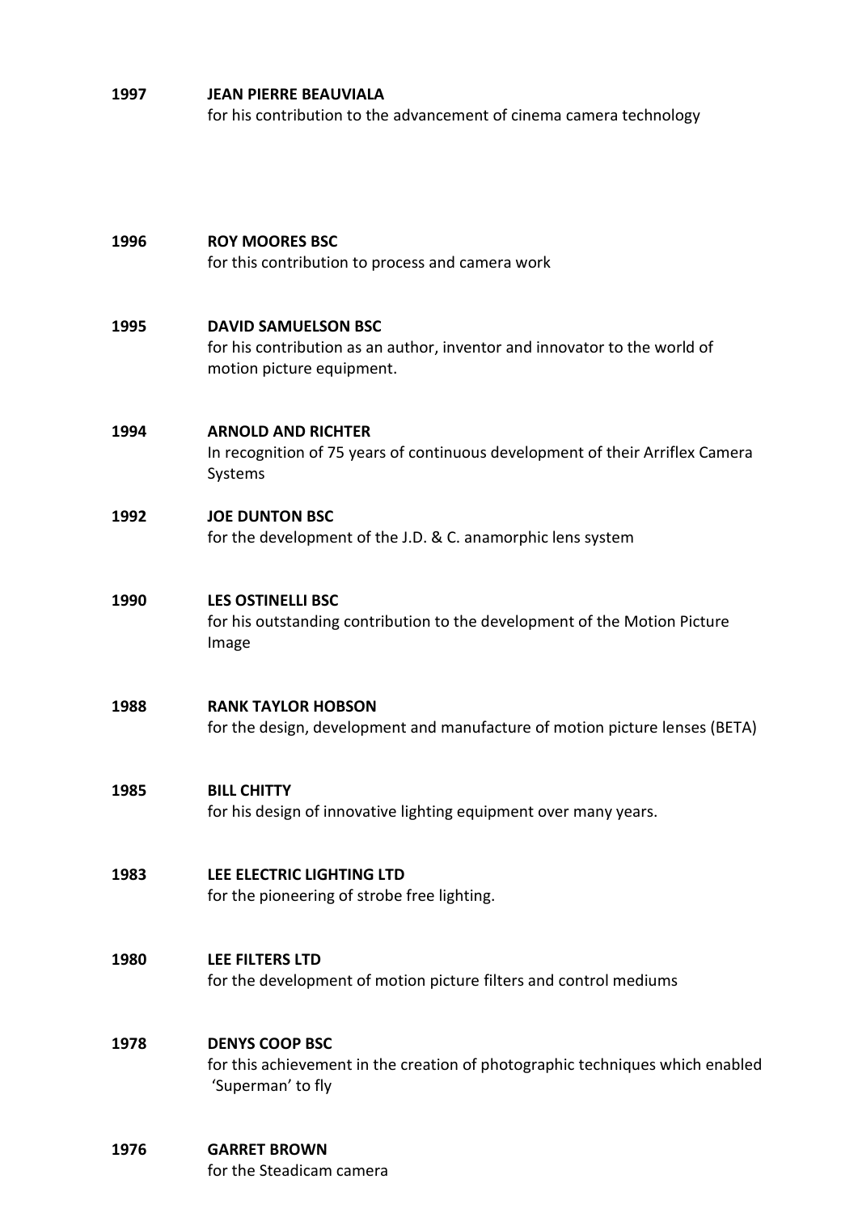**1997** **JEAN PIERRE BEAUVIALA**
for his contribution to the advancement of cinema camera technology

**1996** **ROY MOORES BSC**
for this contribution to process and camera work

**1995** **DAVID SAMUELSON BSC**
for his contribution as an author, inventor and innovator to the world of motion picture equipment.

**1994** **ARNOLD AND RICHTER**
In recognition of 75 years of continuous development of their Arriflex Camera Systems

**1992** **JOE DUNTON BSC**
for the development of the J.D. & C. anamorphic lens system

**1990** **LES OSTINELLI BSC**
for his outstanding contribution to the development of the Motion Picture Image

**1988** **RANK TAYLOR HOBSON**
for the design, development and manufacture of motion picture lenses (BETA)

**1985** **BILL CHITTY**
for his design of innovative lighting equipment over many years.

**1983** **LEE ELECTRIC LIGHTING LTD**
for the pioneering of strobe free lighting.

**1980** **LEE FILTERS LTD**
for the development of motion picture filters and control mediums

**1978** **DENYS COOP BSC**
for this achievement in the creation of photographic techniques which enabled 'Superman' to fly

**1976** **GARRET BROWN**
for the Steadicam camera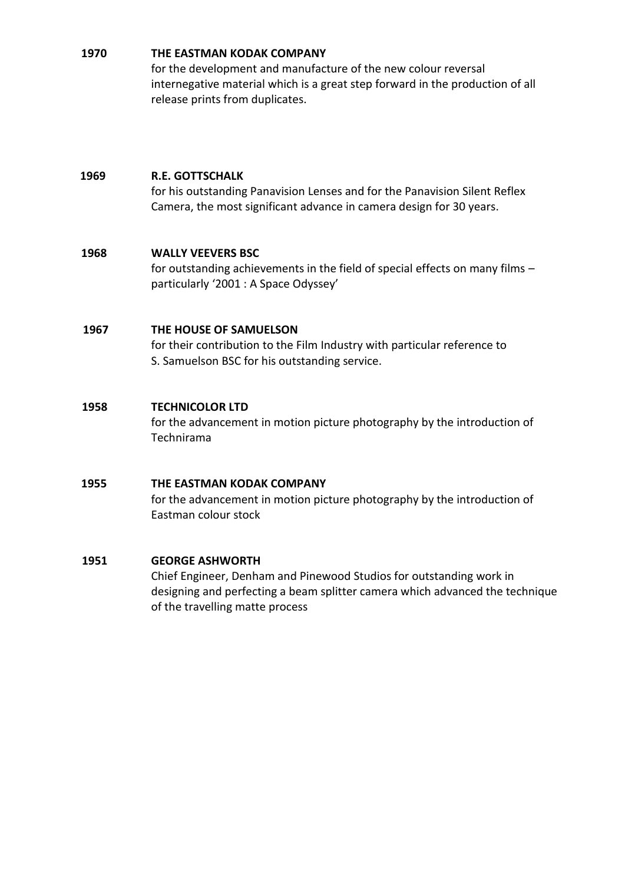**1970** **THE EASTMAN KODAK COMPANY**
for the development and manufacture of the new colour reversal internegative material which is a great step forward in the production of all release prints from duplicates.

**1969** **R.E. GOTTSCHALK**
for his outstanding Panavision Lenses and for the Panavision Silent Reflex Camera, the most significant advance in camera design for 30 years.

**1968** **WALLY VEEVERS BSC**
for outstanding achievements in the field of special effects on many films – particularly '2001 : A Space Odyssey'

**1967** **THE HOUSE OF SAMUELSON**
for their contribution to the Film Industry with particular reference to S. Samuelson BSC for his outstanding service.

**1958** **TECHNICOLOR LTD**
for the advancement in motion picture photography by the introduction of Technirama

**1955** **THE EASTMAN KODAK COMPANY**
for the advancement in motion picture photography by the introduction of Eastman colour stock

**1951** **GEORGE ASHWORTH**
Chief Engineer, Denham and Pinewood Studios for outstanding work in designing and perfecting a beam splitter camera which advanced the technique of the travelling matte process